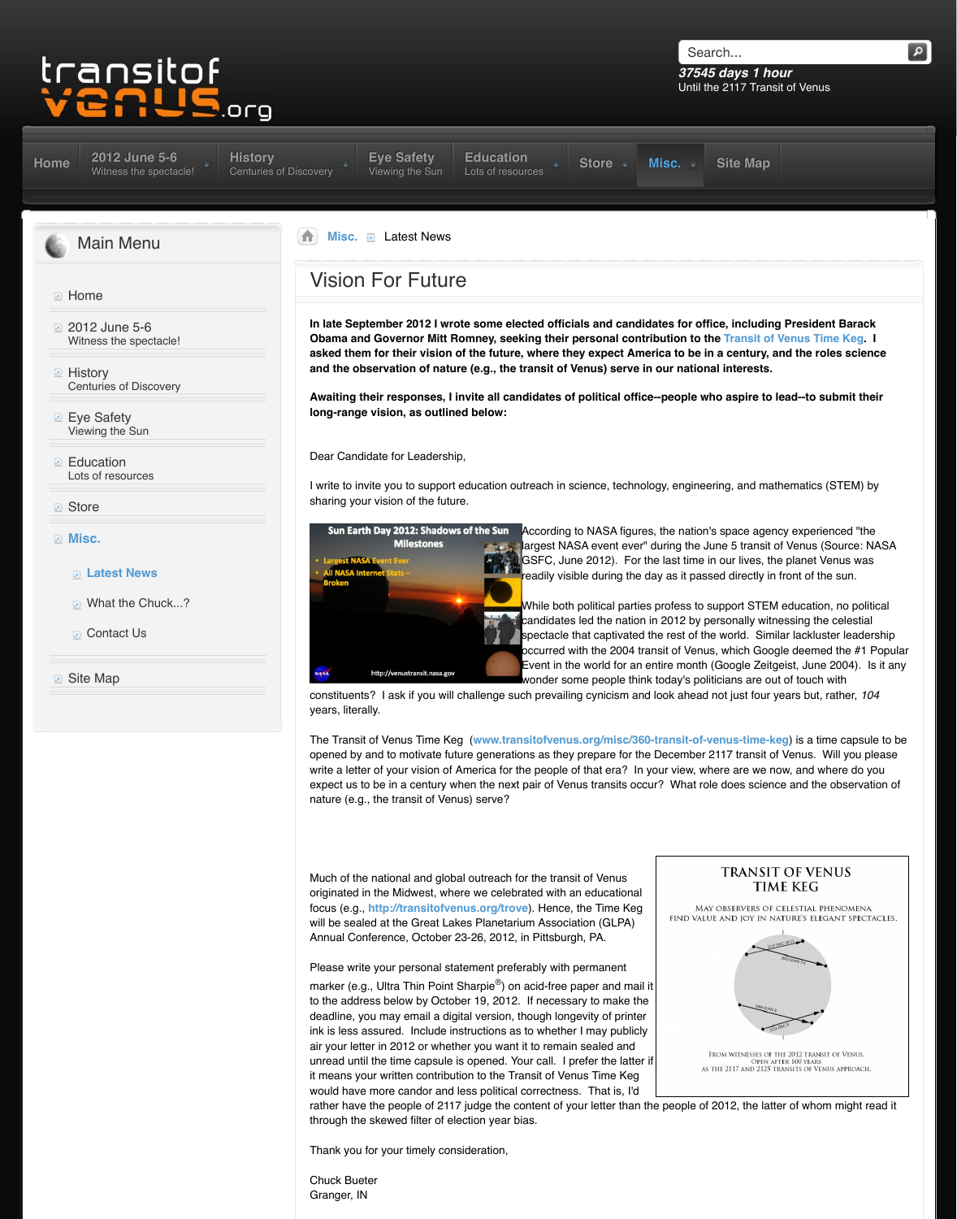transitof venus.org

37545 days 1 hour
Until the 2117 Transit of Venus

Home | 2012 June 5-6 Witness the spectacle! | History Centuries of Discovery | Eye Safety Viewing the Sun | Education Lots of resources | Store | Misc. | Site Map

## Main Menu

- Home
- 2012 June 5-6
  Witness the spectacle!
- History
  Centuries of Discovery
- Eye Safety
  Viewing the Sun
- Education
  Lots of resources
- Store
- Misc.
  - Latest News
  - What the Chuck...?
  - Contact Us
- Site Map

Misc. > Latest News

# Vision For Future

**In late September 2012 I wrote some elected officials and candidates for office, including President Barack Obama and Governor Mitt Romney, seeking their personal contribution to the Transit of Venus Time Keg. I asked them for their vision of the future, where they expect America to be in a century, and the roles science and the observation of nature (e.g., the transit of Venus) serve in our national interests.**

**Awaiting their responses, I invite all candidates of political office--people who aspire to lead--to submit their long-range vision, as outlined below:**

Dear Candidate for Leadership,

I write to invite you to support education outreach in science, technology, engineering, and mathematics (STEM) by sharing your vision of the future.

According to NASA figures, the nation's space agency experienced "the largest NASA event ever" during the June 5 transit of Venus (Source: NASA GSFC, June 2012). For the last time in our lives, the planet Venus was readily visible during the day as it passed directly in front of the sun.

While both political parties profess to support STEM education, no political candidates led the nation in 2012 by personally witnessing the celestial spectacle that captivated the rest of the world. Similar lackluster leadership occurred with the 2004 transit of Venus, which Google deemed the #1 Popular Event in the world for an entire month (Google Zeitgeist, June 2004). Is it any wonder some people think today's politicians are out of touch with constituents? I ask if you will challenge such prevailing cynicism and look ahead not just four years but, rather, *104* years, literally.

The Transit of Venus Time Keg (www.transitofvenus.org/misc/360-transit-of-venus-time-keg) is a time capsule to be opened by and to motivate future generations as they prepare for the December 2117 transit of Venus. Will you please write a letter of your vision of America for the people of that era? In your view, where are we now, and where do you expect us to be in a century when the next pair of Venus transits occur? What role does science and the observation of nature (e.g., the transit of Venus) serve?

Much of the national and global outreach for the transit of Venus originated in the Midwest, where we celebrated with an educational focus (e.g., http://transitofvenus.org/trove). Hence, the Time Keg will be sealed at the Great Lakes Planetarium Association (GLPA) Annual Conference, October 23-26, 2012, in Pittsburgh, PA.

Please write your personal statement preferably with permanent marker (e.g., Ultra Thin Point Sharpie®) on acid-free paper and mail it to the address below by October 19, 2012. If necessary to make the deadline, you may email a digital version, though longevity of printer ink is less assured. Include instructions as to whether I may publicly air your letter in 2012 or whether you want it to remain sealed and unread until the time capsule is opened. Your call. I prefer the latter if it means your written contribution to the Transit of Venus Time Keg would have more candor and less political correctness. That is, I'd rather have the people of 2117 judge the content of your letter than the people of 2012, the latter of whom might read it through the skewed filter of election year bias.

Thank you for your timely consideration,

Chuck Bueter
Granger, IN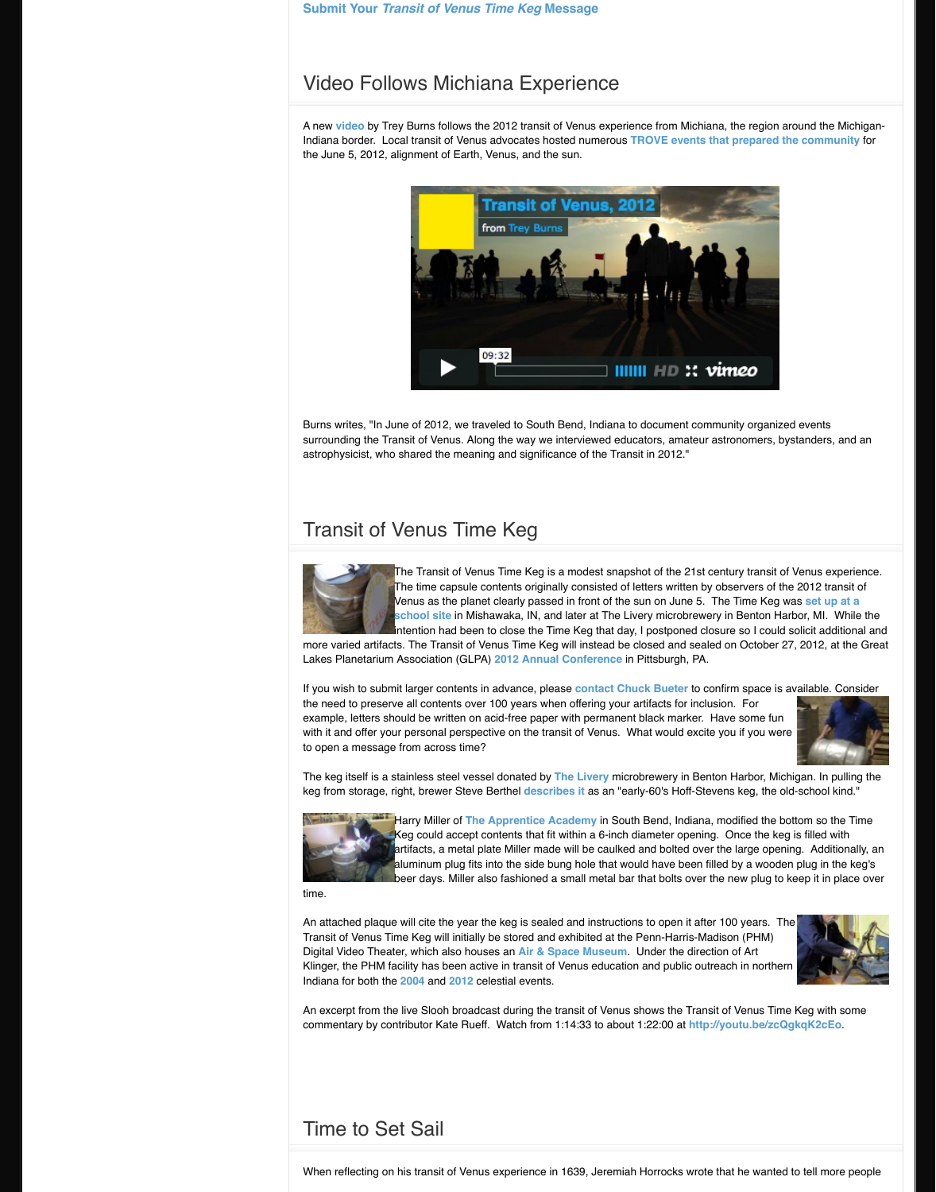Submit Your *Transit of Venus Time Keg* Message

## Video Follows Michiana Experience

A new video by Trey Burns follows the 2012 transit of Venus experience from Michiana, the region around the Michigan-Indiana border. Local transit of Venus advocates hosted numerous TROVE events that prepared the community for the June 5, 2012, alignment of Earth, Venus, and the sun.

Burns writes, "In June of 2012, we traveled to South Bend, Indiana to document community organized events surrounding the Transit of Venus. Along the way we interviewed educators, amateur astronomers, bystanders, and an astrophysicist, who shared the meaning and significance of the Transit in 2012."

## Transit of Venus Time Keg

The Transit of Venus Time Keg is a modest snapshot of the 21st century transit of Venus experience. The time capsule contents originally consisted of letters written by observers of the 2012 transit of Venus as the planet clearly passed in front of the sun on June 5. The Time Keg was set up at a school site in Mishawaka, IN, and later at The Livery microbrewery in Benton Harbor, MI. While the intention had been to close the Time Keg that day, I postponed closure so I could solicit additional and more varied artifacts. The Transit of Venus Time Keg will instead be closed and sealed on October 27, 2012, at the Great Lakes Planetarium Association (GLPA) 2012 Annual Conference in Pittsburgh, PA.

If you wish to submit larger contents in advance, please contact Chuck Bueter to confirm space is available. Consider the need to preserve all contents over 100 years when offering your artifacts for inclusion. For example, letters should be written on acid-free paper with permanent black marker. Have some fun with it and offer your personal perspective on the transit of Venus. What would excite you if you were to open a message from across time?

The keg itself is a stainless steel vessel donated by The Livery microbrewery in Benton Harbor, Michigan. In pulling the keg from storage, right, brewer Steve Berthel describes it as an "early-60's Hoff-Stevens keg, the old-school kind."

Harry Miller of The Apprentice Academy in South Bend, Indiana, modified the bottom so the Time Keg could accept contents that fit within a 6-inch diameter opening. Once the keg is filled with artifacts, a metal plate Miller made will be caulked and bolted over the large opening. Additionally, an aluminum plug fits into the side bung hole that would have been filled by a wooden plug in the keg's beer days. Miller also fashioned a small metal bar that bolts over the new plug to keep it in place over time.

An attached plaque will cite the year the keg is sealed and instructions to open it after 100 years. The Transit of Venus Time Keg will initially be stored and exhibited at the Penn-Harris-Madison (PHM) Digital Video Theater, which also houses an Air & Space Museum. Under the direction of Art Klinger, the PHM facility has been active in transit of Venus education and public outreach in northern Indiana for both the 2004 and 2012 celestial events.

An excerpt from the live Slooh broadcast during the transit of Venus shows the Transit of Venus Time Keg with some commentary by contributor Kate Rueff. Watch from 1:14:33 to about 1:22:00 at http://youtu.be/zcQgkqK2cEo.

## Time to Set Sail

When reflecting on his transit of Venus experience in 1639, Jeremiah Horrocks wrote that he wanted to tell more people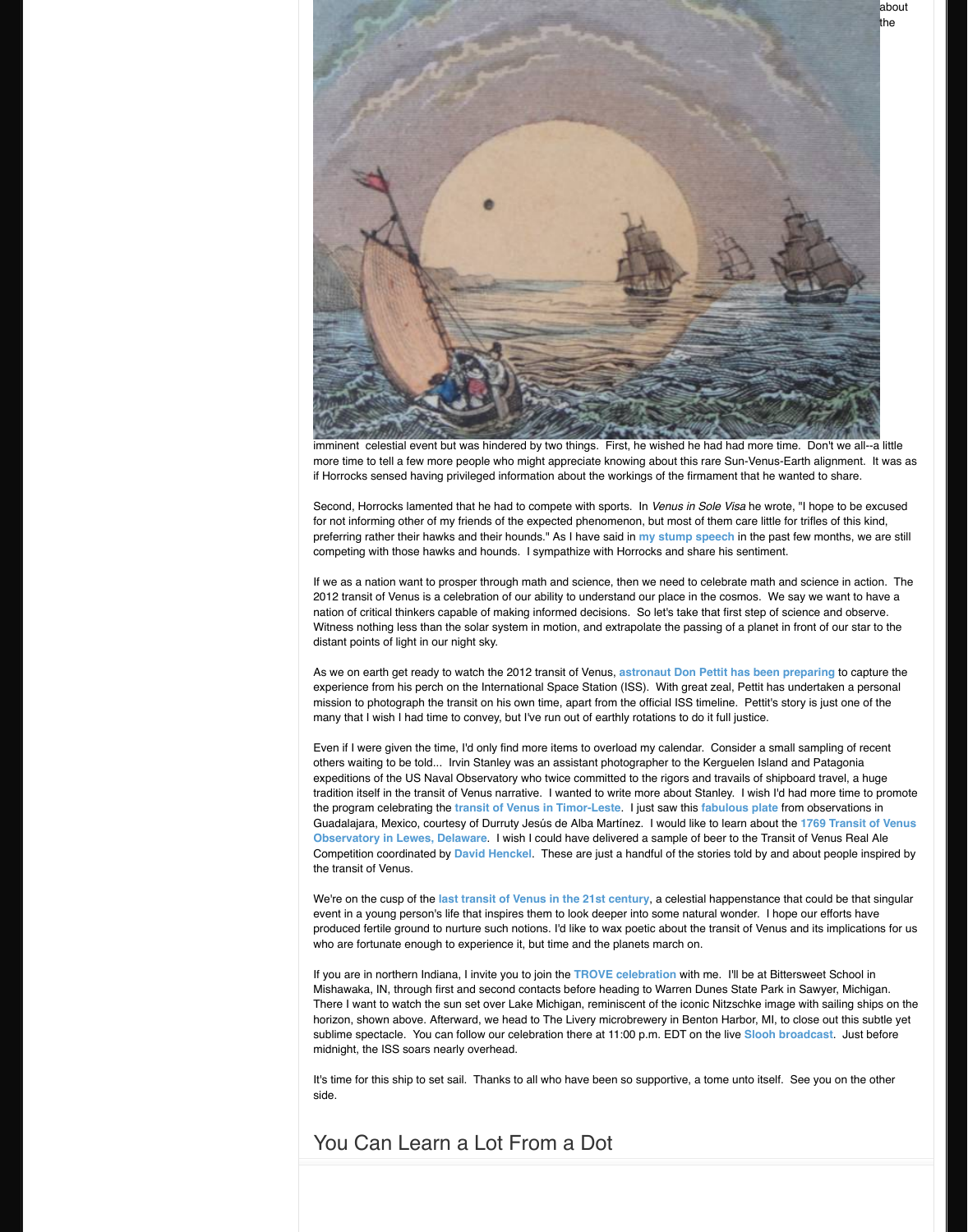about the

imminent celestial event but was hindered by two things. First, he wished he had had more time. Don't we all--a little more time to tell a few more people who might appreciate knowing about this rare Sun-Venus-Earth alignment. It was as if Horrocks sensed having privileged information about the workings of the firmament that he wanted to share.

Second, Horrocks lamented that he had to compete with sports. In *Venus in Sole Visa* he wrote, "I hope to be excused for not informing other of my friends of the expected phenomenon, but most of them care little for trifles of this kind, preferring rather their hawks and their hounds." As I have said in my stump speech in the past few months, we are still competing with those hawks and hounds. I sympathize with Horrocks and share his sentiment.

If we as a nation want to prosper through math and science, then we need to celebrate math and science in action. The 2012 transit of Venus is a celebration of our ability to understand our place in the cosmos. We say we want to have a nation of critical thinkers capable of making informed decisions. So let's take that first step of science and observe. Witness nothing less than the solar system in motion, and extrapolate the passing of a planet in front of our star to the distant points of light in our night sky.

As we on earth get ready to watch the 2012 transit of Venus, astronaut Don Pettit has been preparing to capture the experience from his perch on the International Space Station (ISS). With great zeal, Pettit has undertaken a personal mission to photograph the transit on his own time, apart from the official ISS timeline. Pettit's story is just one of the many that I wish I had time to convey, but I've run out of earthly rotations to do it full justice.

Even if I were given the time, I'd only find more items to overload my calendar. Consider a small sampling of recent others waiting to be told... Irvin Stanley was an assistant photographer to the Kerguelen Island and Patagonia expeditions of the US Naval Observatory who twice committed to the rigors and travails of shipboard travel, a huge tradition itself in the transit of Venus narrative. I wanted to write more about Stanley. I wish I'd had more time to promote the program celebrating the transit of Venus in Timor-Leste. I just saw this fabulous plate from observations in Guadalajara, Mexico, courtesy of Durruty Jesús de Alba Martínez. I would like to learn about the 1769 Transit of Venus Observatory in Lewes, Delaware. I wish I could have delivered a sample of beer to the Transit of Venus Real Ale Competition coordinated by David Henckel. These are just a handful of the stories told by and about people inspired by the transit of Venus.

We're on the cusp of the last transit of Venus in the 21st century, a celestial happenstance that could be that singular event in a young person's life that inspires them to look deeper into some natural wonder. I hope our efforts have produced fertile ground to nurture such notions. I'd like to wax poetic about the transit of Venus and its implications for us who are fortunate enough to experience it, but time and the planets march on.

If you are in northern Indiana, I invite you to join the TROVE celebration with me. I'll be at Bittersweet School in Mishawaka, IN, through first and second contacts before heading to Warren Dunes State Park in Sawyer, Michigan. There I want to watch the sun set over Lake Michigan, reminiscent of the iconic Nitzschke image with sailing ships on the horizon, shown above. Afterward, we head to The Livery microbrewery in Benton Harbor, MI, to close out this subtle yet sublime spectacle. You can follow our celebration there at 11:00 p.m. EDT on the live Slooh broadcast. Just before midnight, the ISS soars nearly overhead.

It's time for this ship to set sail. Thanks to all who have been so supportive, a tome unto itself. See you on the other side.

## You Can Learn a Lot From a Dot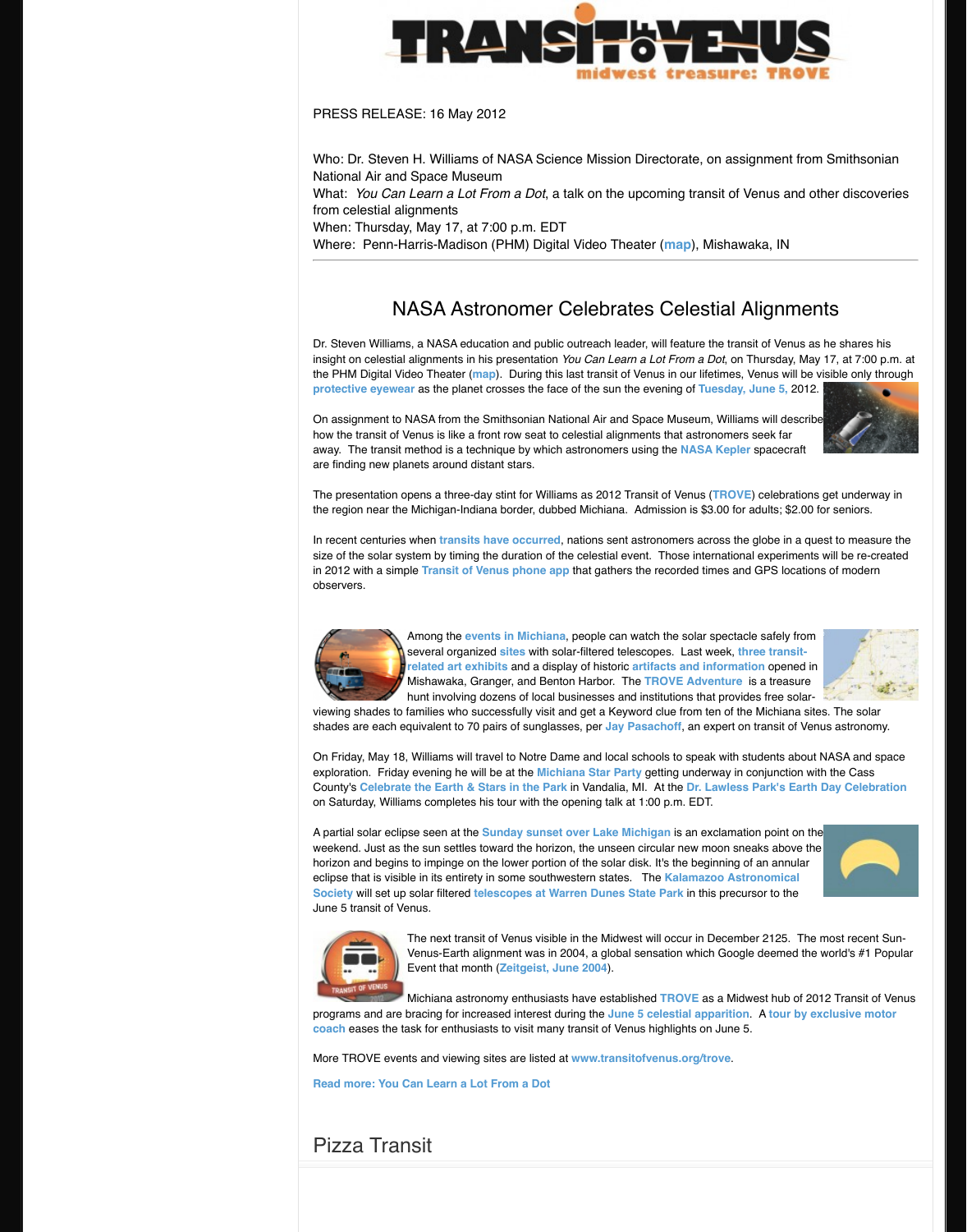PRESS RELEASE: 16 May 2012

Who: Dr. Steven H. Williams of NASA Science Mission Directorate, on assignment from Smithsonian National Air and Space Museum
What: *You Can Learn a Lot From a Dot*, a talk on the upcoming transit of Venus and other discoveries from celestial alignments
When: Thursday, May 17, at 7:00 p.m. EDT
Where: Penn-Harris-Madison (PHM) Digital Video Theater (map), Mishawaka, IN

## NASA Astronomer Celebrates Celestial Alignments

Dr. Steven Williams, a NASA education and public outreach leader, will feature the transit of Venus as he shares his insight on celestial alignments in his presentation *You Can Learn a Lot From a Dot*, on Thursday, May 17, at 7:00 p.m. at the PHM Digital Video Theater (map). During this last transit of Venus in our lifetimes, Venus will be visible only through protective eyewear as the planet crosses the face of the sun the evening of Tuesday, June 5, 2012.

On assignment to NASA from the Smithsonian National Air and Space Museum, Williams will describe how the transit of Venus is like a front row seat to celestial alignments that astronomers seek far away. The transit method is a technique by which astronomers using the NASA Kepler spacecraft are finding new planets around distant stars.

The presentation opens a three-day stint for Williams as 2012 Transit of Venus (TROVE) celebrations get underway in the region near the Michigan-Indiana border, dubbed Michiana. Admission is $3.00 for adults; $2.00 for seniors.

In recent centuries when transits have occurred, nations sent astronomers across the globe in a quest to measure the size of the solar system by timing the duration of the celestial event. Those international experiments will be re-created in 2012 with a simple Transit of Venus phone app that gathers the recorded times and GPS locations of modern observers.

Among the events in Michiana, people can watch the solar spectacle safely from several organized sites with solar-filtered telescopes. Last week, three transit-related art exhibits and a display of historic artifacts and information opened in Mishawaka, Granger, and Benton Harbor. The TROVE Adventure is a treasure hunt involving dozens of local businesses and institutions that provides free solar-viewing shades to families who successfully visit and get a Keyword clue from ten of the Michiana sites. The solar shades are each equivalent to 70 pairs of sunglasses, per Jay Pasachoff, an expert on transit of Venus astronomy.

On Friday, May 18, Williams will travel to Notre Dame and local schools to speak with students about NASA and space exploration. Friday evening he will be at the Michiana Star Party getting underway in conjunction with the Cass County's Celebrate the Earth & Stars in the Park in Vandalia, MI. At the Dr. Lawless Park's Earth Day Celebration on Saturday, Williams completes his tour with the opening talk at 1:00 p.m. EDT.

A partial solar eclipse seen at the Sunday sunset over Lake Michigan is an exclamation point on the weekend. Just as the sun settles toward the horizon, the unseen circular new moon sneaks above the horizon and begins to impinge on the lower portion of the solar disk. It's the beginning of an annular eclipse that is visible in its entirety in some southwestern states. The Kalamazoo Astronomical Society will set up solar filtered telescopes at Warren Dunes State Park in this precursor to the June 5 transit of Venus.

The next transit of Venus visible in the Midwest will occur in December 2125. The most recent Sun-Venus-Earth alignment was in 2004, a global sensation which Google deemed the world's #1 Popular Event that month (Zeitgeist, June 2004).

Michiana astronomy enthusiasts have established TROVE as a Midwest hub of 2012 Transit of Venus programs and are bracing for increased interest during the June 5 celestial apparition. A tour by exclusive motor coach eases the task for enthusiasts to visit many transit of Venus highlights on June 5.

More TROVE events and viewing sites are listed at www.transitofvenus.org/trove.

**Read more: You Can Learn a Lot From a Dot**

## Pizza Transit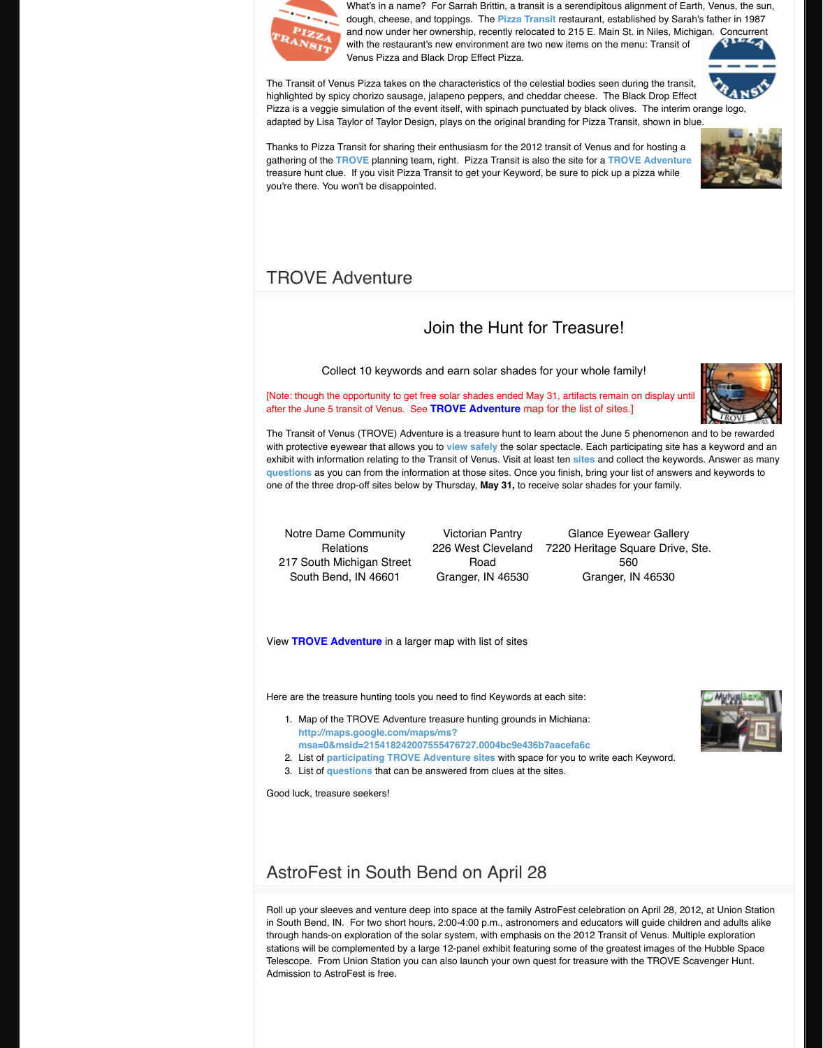What's in a name? For Sarrah Brittin, a transit is a serendipitous alignment of Earth, Venus, the sun, dough, cheese, and toppings. The Pizza Transit restaurant, established by Sarah's father in 1987 and now under her ownership, recently relocated to 215 E. Main St. in Niles, Michigan. Concurrent with the restaurant's new environment are two new items on the menu: Transit of Venus Pizza and Black Drop Effect Pizza.

The Transit of Venus Pizza takes on the characteristics of the celestial bodies seen during the transit, highlighted by spicy chorizo sausage, jalapeno peppers, and cheddar cheese. The Black Drop Effect Pizza is a veggie simulation of the event itself, with spinach punctuated by black olives. The interim orange logo, adapted by Lisa Taylor of Taylor Design, plays on the original branding for Pizza Transit, shown in blue.

Thanks to Pizza Transit for sharing their enthusiasm for the 2012 transit of Venus and for hosting a gathering of the TROVE planning team, right. Pizza Transit is also the site for a TROVE Adventure treasure hunt clue. If you visit Pizza Transit to get your Keyword, be sure to pick up a pizza while you're there. You won't be disappointed.

## TROVE Adventure

### Join the Hunt for Treasure!

Collect 10 keywords and earn solar shades for your whole family!

[Note: though the opportunity to get free solar shades ended May 31, artifacts remain on display until after the June 5 transit of Venus. See **TROVE Adventure** map for the list of sites.]

The Transit of Venus (TROVE) Adventure is a treasure hunt to learn about the June 5 phenomenon and to be rewarded with protective eyewear that allows you to view safely the solar spectacle. Each participating site has a keyword and an exhibit with information relating to the Transit of Venus. Visit at least ten sites and collect the keywords. Answer as many questions as you can from the information at those sites. Once you finish, bring your list of answers and keywords to one of the three drop-off sites below by Thursday, **May 31,** to receive solar shades for your family.

| Notre Dame Community Relations | Victorian Pantry | Glance Eyewear Gallery |
|---|---|---|
| 217 South Michigan Street | 226 West Cleveland Road | 7220 Heritage Square Drive, Ste. 560 |
| South Bend, IN 46601 | Granger, IN 46530 | Granger, IN 46530 |

View **TROVE Adventure** in a larger map with list of sites

Here are the treasure hunting tools you need to find Keywords at each site:

1. Map of the TROVE Adventure treasure hunting grounds in Michiana: http://maps.google.com/maps/ms?msa=0&msid=215418242007555476727.0004bc9e436b7aacefa6c
2. List of participating TROVE Adventure sites with space for you to write each Keyword.
3. List of questions that can be answered from clues at the sites.

Good luck, treasure seekers!

## AstroFest in South Bend on April 28

Roll up your sleeves and venture deep into space at the family AstroFest celebration on April 28, 2012, at Union Station in South Bend, IN. For two short hours, 2:00-4:00 p.m., astronomers and educators will guide children and adults alike through hands-on exploration of the solar system, with emphasis on the 2012 Transit of Venus. Multiple exploration stations will be complemented by a large 12-panel exhibit featuring some of the greatest images of the Hubble Space Telescope. From Union Station you can also launch your own quest for treasure with the TROVE Scavenger Hunt. Admission to AstroFest is free.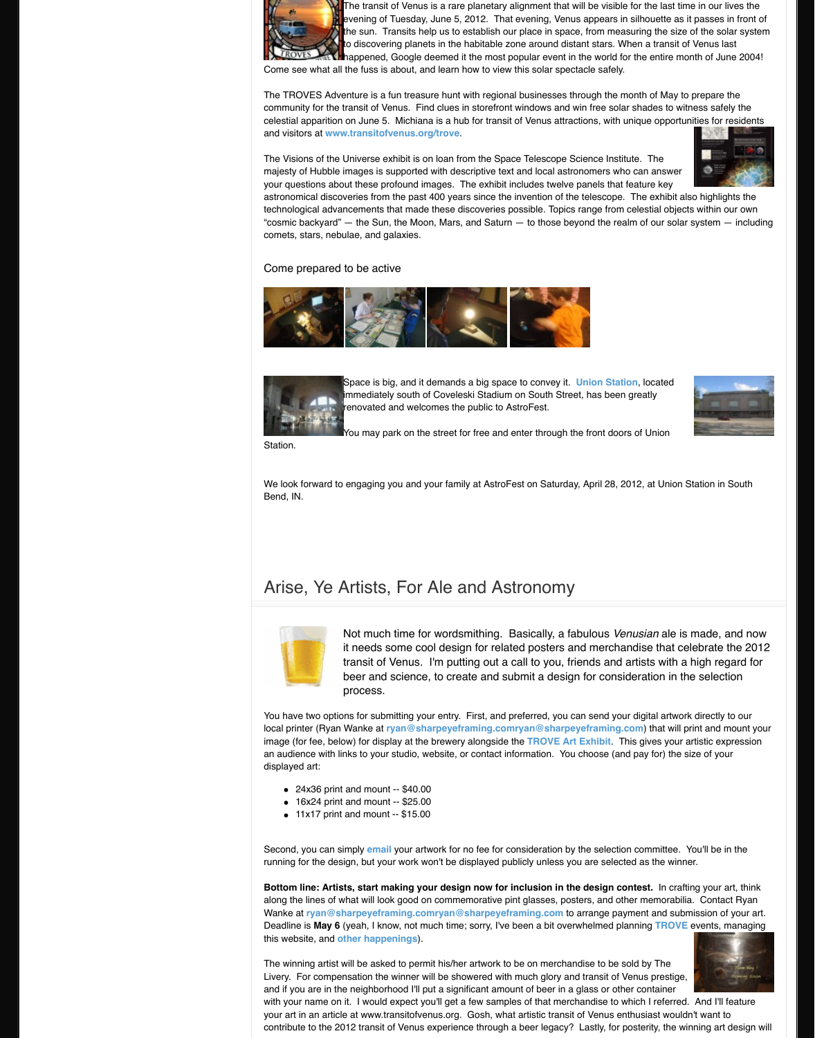The transit of Venus is a rare planetary alignment that will be visible for the last time in our lives the evening of Tuesday, June 5, 2012. That evening, Venus appears in silhouette as it passes in front of the sun. Transits help us to establish our place in space, from measuring the size of the solar system to discovering planets in the habitable zone around distant stars. When a transit of Venus last happened, Google deemed it the most popular event in the world for the entire month of June 2004! Come see what all the fuss is about, and learn how to view this solar spectacle safely.

The TROVES Adventure is a fun treasure hunt with regional businesses through the month of May to prepare the community for the transit of Venus. Find clues in storefront windows and win free solar shades to witness safely the celestial apparition on June 5. Michiana is a hub for transit of Venus attractions, with unique opportunities for residents and visitors at www.transitofvenus.org/trove.

The Visions of the Universe exhibit is on loan from the Space Telescope Science Institute. The majesty of Hubble images is supported with descriptive text and local astronomers who can answer your questions about these profound images. The exhibit includes twelve panels that feature key astronomical discoveries from the past 400 years since the invention of the telescope. The exhibit also highlights the technological advancements that made these discoveries possible. Topics range from celestial objects within our own "cosmic backyard" — the Sun, the Moon, Mars, and Saturn — to those beyond the realm of our solar system — including comets, stars, nebulae, and galaxies.

Come prepared to be active

Space is big, and it demands a big space to convey it. Union Station, located immediately south of Coveleski Stadium on South Street, has been greatly renovated and welcomes the public to AstroFest.

You may park on the street for free and enter through the front doors of Union Station.

We look forward to engaging you and your family at AstroFest on Saturday, April 28, 2012, at Union Station in South Bend, IN.

## Arise, Ye Artists, For Ale and Astronomy

Not much time for wordsmithing. Basically, a fabulous *Venusian* ale is made, and now it needs some cool design for related posters and merchandise that celebrate the 2012 transit of Venus. I'm putting out a call to you, friends and artists with a high regard for beer and science, to create and submit a design for consideration in the selection process.

You have two options for submitting your entry. First, and preferred, you can send your digital artwork directly to our local printer (Ryan Wanke at ryan@sharpeyeframing.comryan@sharpeyeframing.com) that will print and mount your image (for fee, below) for display at the brewery alongside the TROVE Art Exhibit. This gives your artistic expression an audience with links to your studio, website, or contact information. You choose (and pay for) the size of your displayed art:

- 24x36 print and mount -- $40.00
- 16x24 print and mount -- $25.00
- 11x17 print and mount -- $15.00

Second, you can simply email your artwork for no fee for consideration by the selection committee. You'll be in the running for the design, but your work won't be displayed publicly unless you are selected as the winner.

**Bottom line: Artists, start making your design now for inclusion in the design contest.** In crafting your art, think along the lines of what will look good on commemorative pint glasses, posters, and other memorabilia. Contact Ryan Wanke at ryan@sharpeyeframing.comryan@sharpeyeframing.com to arrange payment and submission of your art. Deadline is **May 6** (yeah, I know, not much time; sorry, I've been a bit overwhelmed planning TROVE events, managing this website, and other happenings).

The winning artist will be asked to permit his/her artwork to be on merchandise to be sold by The Livery. For compensation the winner will be showered with much glory and transit of Venus prestige, and if you are in the neighborhood I'll put a significant amount of beer in a glass or other container with your name on it. I would expect you'll get a few samples of that merchandise to which I referred. And I'll feature your art in an article at www.transitofvenus.org. Gosh, what artistic transit of Venus enthusiast wouldn't want to contribute to the 2012 transit of Venus experience through a beer legacy? Lastly, for posterity, the winning art design will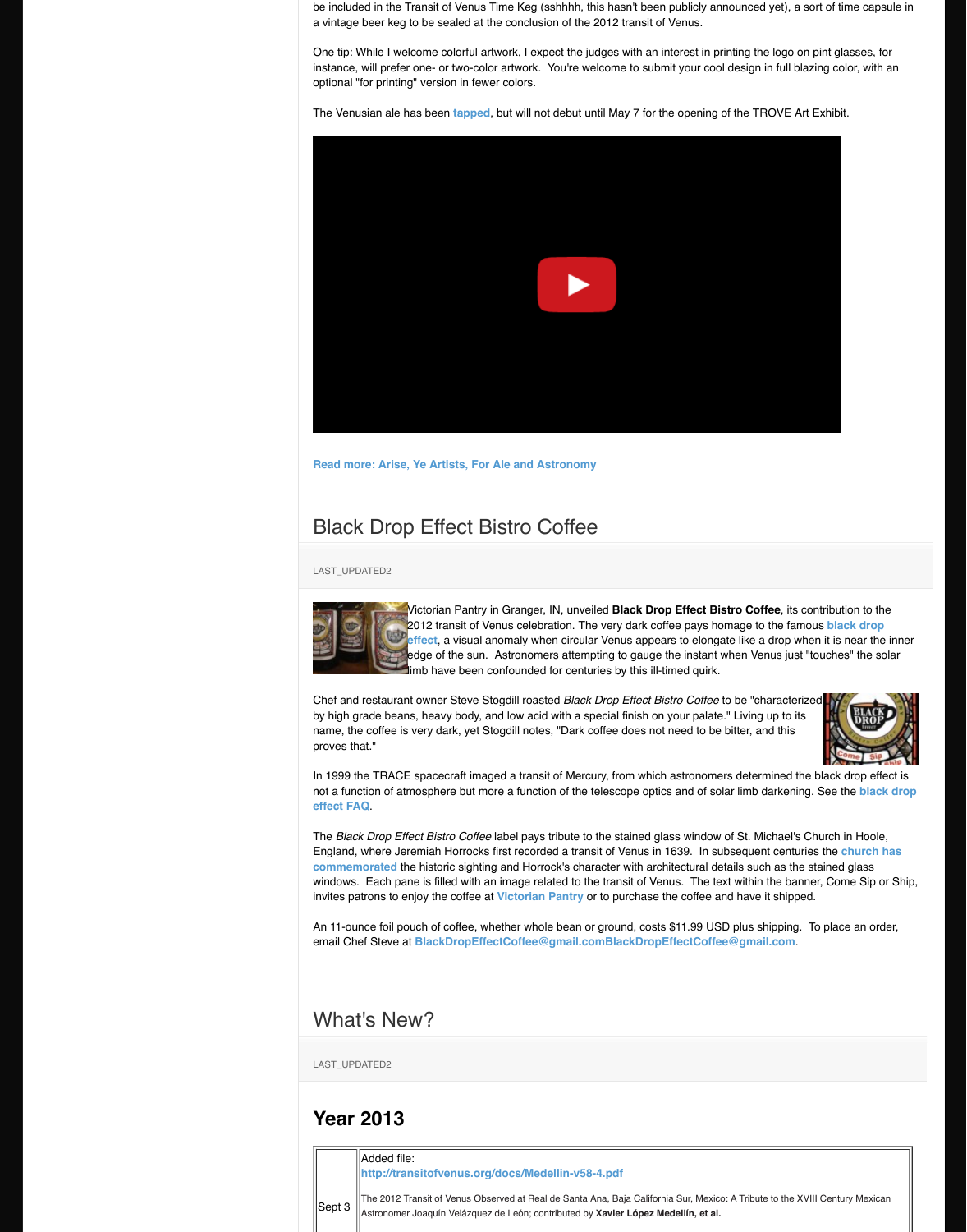be included in the Transit of Venus Time Keg (sshhhh, this hasn't been publicly announced yet), a sort of time capsule in a vintage beer keg to be sealed at the conclusion of the 2012 transit of Venus.

One tip: While I welcome colorful artwork, I expect the judges with an interest in printing the logo on pint glasses, for instance, will prefer one- or two-color artwork. You're welcome to submit your cool design in full blazing color, with an optional "for printing" version in fewer colors.

The Venusian ale has been tapped, but will not debut until May 7 for the opening of the TROVE Art Exhibit.

**Read more: Arise, Ye Artists, For Ale and Astronomy**

## Black Drop Effect Bistro Coffee

LAST_UPDATED2

Victorian Pantry in Granger, IN, unveiled **Black Drop Effect Bistro Coffee**, its contribution to the 2012 transit of Venus celebration. The very dark coffee pays homage to the famous black drop effect, a visual anomaly when circular Venus appears to elongate like a drop when it is near the inner edge of the sun. Astronomers attempting to gauge the instant when Venus just "touches" the solar limb have been confounded for centuries by this ill-timed quirk.

Chef and restaurant owner Steve Stogdill roasted *Black Drop Effect Bistro Coffee* to be "characterized by high grade beans, heavy body, and low acid with a special finish on your palate." Living up to its name, the coffee is very dark, yet Stogdill notes, "Dark coffee does not need to be bitter, and this proves that."

In 1999 the TRACE spacecraft imaged a transit of Mercury, from which astronomers determined the black drop effect is not a function of atmosphere but more a function of the telescope optics and of solar limb darkening. See the black drop effect FAQ.

The *Black Drop Effect Bistro Coffee* label pays tribute to the stained glass window of St. Michael's Church in Hoole, England, where Jeremiah Horrocks first recorded a transit of Venus in 1639. In subsequent centuries the church has commemorated the historic sighting and Horrock's character with architectural details such as the stained glass windows. Each pane is filled with an image related to the transit of Venus. The text within the banner, Come Sip or Ship, invites patrons to enjoy the coffee at Victorian Pantry or to purchase the coffee and have it shipped.

An 11-ounce foil pouch of coffee, whether whole bean or ground, costs $11.99 USD plus shipping. To place an order, email Chef Steve at BlackDropEffectCoffee@gmail.comBlackDropEffectCoffee@gmail.com.

## What's New?

LAST_UPDATED2

# Year 2013

| | |
|---|---|
| Sept 3 | Added file: http://transitofvenus.org/docs/Medellin-v58-4.pdf<br><br>The 2012 Transit of Venus Observed at Real de Santa Ana, Baja California Sur, Mexico: A Tribute to the XVIII Century Mexican Astronomer Joaquín Velázquez de León; contributed by **Xavier López Medellín, et al.** |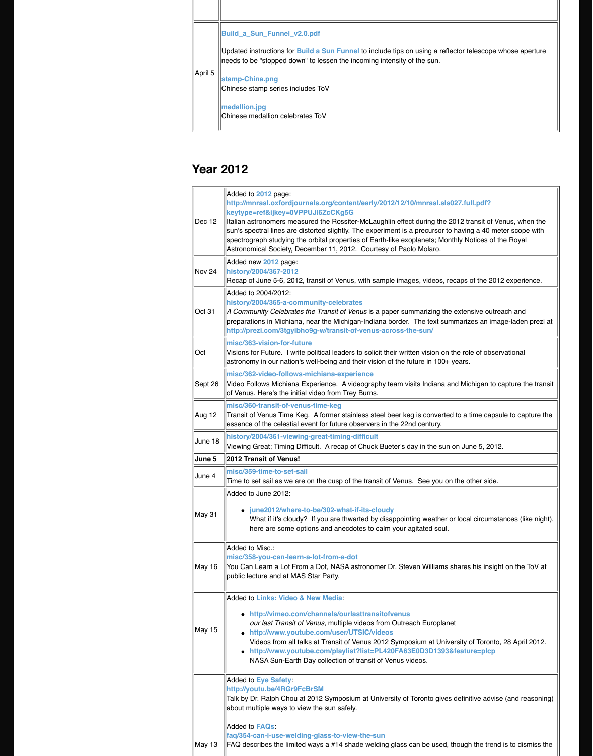| | |
|---|---|
| April 5 | **Build_a_Sun_Funnel_v2.0.pdf**<br><br>Updated instructions for **Build a Sun Funnel** to include tips on using a reflector telescope whose aperture needs to be "stopped down" to lessen the incoming intensity of the sun.<br><br>**stamp-China.png**<br>Chinese stamp series includes ToV<br><br>**medallion.jpg**<br>Chinese medallion celebrates ToV |

## Year 2012

| | |
|---|---|
| Dec 12 | Added to **2012** page:<br>**http://mnrasl.oxfordjournals.org/content/early/2012/12/10/mnrasl.sls027.full.pdf?keytype=ref&ijkey=0VPPUJI6ZcCKg5G**<br>Italian astronomers measured the Rossiter-McLaughlin effect during the 2012 transit of Venus, when the sun's spectral lines are distorted slightly. The experiment is a precursor to having a 40 meter scope with spectrograph studying the orbital properties of Earth-like exoplanets; Monthly Notices of the Royal Astronomical Society, December 11, 2012. Courtesy of Paolo Molaro. |
| Nov 24 | Added new **2012** page:<br>**history/2004/367-2012**<br>Recap of June 5-6, 2012, transit of Venus, with sample images, videos, recaps of the 2012 experience. |
| Oct 31 | Added to 2004/2012:<br>**history/2004/365-a-community-celebrates**<br>*A Community Celebrates the Transit of Venus* is a paper summarizing the extensive outreach and preparations in Michiana, near the Michigan-Indiana border. The text summarizes an image-laden prezi at **http://prezi.com/3tgyibho9g-w/transit-of-venus-across-the-sun/** |
| Oct | **misc/363-vision-for-future**<br>Visions for Future. I write political leaders to solicit their written vision on the role of observational astronomy in our nation's well-being and their vision of the future in 100+ years. |
| Sept 26 | **misc/362-video-follows-michiana-experience**<br>Video Follows Michiana Experience. A videography team visits Indiana and Michigan to capture the transit of Venus. Here's the initial video from Trey Burns. |
| Aug 12 | **misc/360-transit-of-venus-time-keg**<br>Transit of Venus Time Keg. A former stainless steel beer keg is converted to a time capsule to capture the essence of the celestial event for future observers in the 22nd century. |
| June 18 | **history/2004/361-viewing-great-timing-difficult**<br>Viewing Great; Timing Difficult. A recap of Chuck Bueter's day in the sun on June 5, 2012. |
| **June 5** | **2012 Transit of Venus!** |
| June 4 | **misc/359-time-to-set-sail**<br>Time to set sail as we are on the cusp of the transit of Venus. See you on the other side. |
| May 31 | Added to June 2012:<br>• **june2012/where-to-be/302-what-if-its-cloudy**<br>What if it's cloudy? If you are thwarted by disappointing weather or local circumstances (like night), here are some options and anecdotes to calm your agitated soul. |
| May 16 | Added to Misc.:<br>**misc/358-you-can-learn-a-lot-from-a-dot**<br>You Can Learn a Lot From a Dot, NASA astronomer Dr. Steven Williams shares his insight on the ToV at public lecture and at MAS Star Party. |
| May 15 | Added to **Links: Video & New Media**:<br>• **http://vimeo.com/channels/ourlasttransitofvenus**<br>*our last Transit of Venus*, multiple videos from Outreach Europlanet<br>• **http://www.youtube.com/user/UTSIC/videos**<br>Videos from all talks at Transit of Venus 2012 Symposium at University of Toronto, 28 April 2012.<br>• **http://www.youtube.com/playlist?list=PL420FA63E0D3D1393&feature=plcp**<br>NASA Sun-Earth Day collection of transit of Venus videos. |
| May 13 | Added to **Eye Safety**:<br>**http://youtu.be/4RGr9FcBrSM**<br>Talk by Dr. Ralph Chou at 2012 Symposium at University of Toronto gives definitive advise (and reasoning) about multiple ways to view the sun safely.<br><br>Added to **FAQs**:<br>**faq/354-can-i-use-welding-glass-to-view-the-sun**<br>FAQ describes the limited ways a #14 shade welding glass can be used, though the trend is to dismiss the |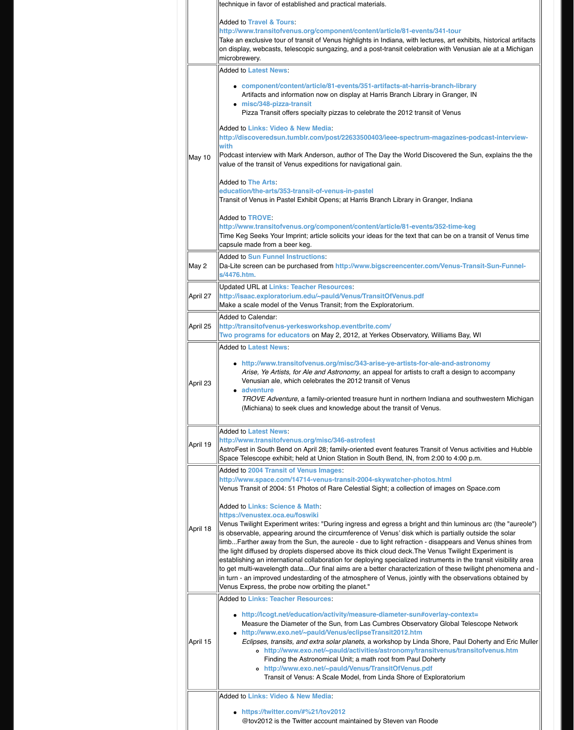| | |
|---|---|
| | technique in favor of established and practical materials.<br><br>Added to **Travel & Tours**:<br>http://www.transitofvenus.org/component/content/article/81-events/341-tour<br>Take an exclusive tour of transit of Venus highlights in Indiana, with lectures, art exhibits, historical artifacts on display, webcasts, telescopic sungazing, and a post-transit celebration with Venusian ale at a Michigan microbrewery. |
| May 10 | Added to **Latest News**:<br>• component/content/article/81-events/351-artifacts-at-harris-branch-library<br>Artifacts and information now on display at Harris Branch Library in Granger, IN<br>• misc/348-pizza-transit<br>Pizza Transit offers specialty pizzas to celebrate the 2012 transit of Venus<br><br>Added to **Links: Video & New Media**:<br>http://discoveredsun.tumblr.com/post/22633500403/ieee-spectrum-magazines-podcast-interview-with<br>Podcast interview with Mark Anderson, author of The Day the World Discovered the Sun, explains the the value of the transit of Venus expeditions for navigational gain.<br><br>Added to **The Arts**:<br>education/the-arts/353-transit-of-venus-in-pastel<br>Transit of Venus in Pastel Exhibit Opens; at Harris Branch Library in Granger, Indiana<br><br>Added to **TROVE**:<br>http://www.transitofvenus.org/component/content/article/81-events/352-time-keg<br>Time Keg Seeks Your Imprint; article solicits your ideas for the text that can be on a transit of Venus time capsule made from a beer keg. |
| May 2 | Added to **Sun Funnel Instructions**:<br>Da-Lite screen can be purchased from http://www.bigscreencenter.com/Venus-Transit-Sun-Funnel-s/4476.htm. |
| April 27 | Updated URL at **Links: Teacher Resources**:<br>http://isaac.exploratorium.edu/~pauld/Venus/TransitOfVenus.pdf<br>Make a scale model of the Venus Transit; from the Exploratorium. |
| April 25 | Added to Calendar:<br>http://transitofvenus-yerkesworkshop.eventbrite.com/<br>Two programs for educators on May 2, 2012, at Yerkes Observatory, Williams Bay, WI |
| April 23 | Added to **Latest News**:<br>• http://www.transitofvenus.org/misc/343-arise-ye-artists-for-ale-and-astronomy<br>*Arise, Ye Artists, for Ale and Astronomy*, an appeal for artists to craft a design to accompany Venusian ale, which celebrates the 2012 transit of Venus<br>• adventure<br>*TROVE Adventure*, a family-oriented treasure hunt in northern Indiana and southwestern Michigan (Michiana) to seek clues and knowledge about the transit of Venus. |
| April 19 | Added to **Latest News**:<br>http://www.transitofvenus.org/misc/346-astrofest<br>AstroFest in South Bend on April 28; family-oriented event features Transit of Venus activities and Hubble Space Telescope exhibit; held at Union Station in South Bend, IN, from 2:00 to 4:00 p.m. |
| April 18 | Added to **2004 Transit of Venus Images**:<br>http://www.space.com/14714-venus-transit-2004-skywatcher-photos.html<br>Venus Transit of 2004: 51 Photos of Rare Celestial Sight; a collection of images on Space.com<br><br>Added to **Links: Science & Math**:<br>https://venustex.oca.eu/foswiki<br>Venus Twilight Experiment writes: "During ingress and egress a bright and thin luminous arc (the "aureole") is observable, appearing around the circumference of Venus' disk which is partially outside the solar limb...Farther away from the Sun, the aureole - due to light refraction - disappears and Venus shines from the light diffused by droplets dispersed above its thick cloud deck.The Venus Twilight Experiment is establishing an international collaboration for deploying specialized instruments in the transit visibility area to get multi-wavelength data...Our final aims are a better characterization of these twilight phenomena and - in turn - an improved undestarding of the atmosphere of Venus, jointly with the observations obtained by Venus Express, the probe now orbiting the planet." |
| April 15 | Added to **Links: Teacher Resources**:<br>• http://lcogt.net/education/activity/measure-diameter-sun#overlay-context=<br>Measure the Diameter of the Sun, from Las Cumbres Observatory Global Telescope Network<br>• http://www.exo.net/~pauld/Venus/eclipseTransit2012.htm<br>*Eclipses, transits, and extra solar planets*, a workshop by Linda Shore, Paul Doherty and Eric Muller<br>&nbsp;&nbsp;&nbsp;&nbsp;◦ http://www.exo.net/~pauld/activities/astronomy/transitvenus/transitofvenus.htm<br>&nbsp;&nbsp;&nbsp;&nbsp;Finding the Astronomical Unit; a math root from Paul Doherty<br>&nbsp;&nbsp;&nbsp;&nbsp;◦ http://www.exo.net/~pauld/Venus/TransitOfVenus.pdf<br>&nbsp;&nbsp;&nbsp;&nbsp;Transit of Venus: A Scale Model, from Linda Shore of Exploratorium |
| | Added to **Links: Video & New Media**:<br>• https://twitter.com/#%21/tov2012<br>@tov2012 is the Twitter account maintained by Steven van Roode |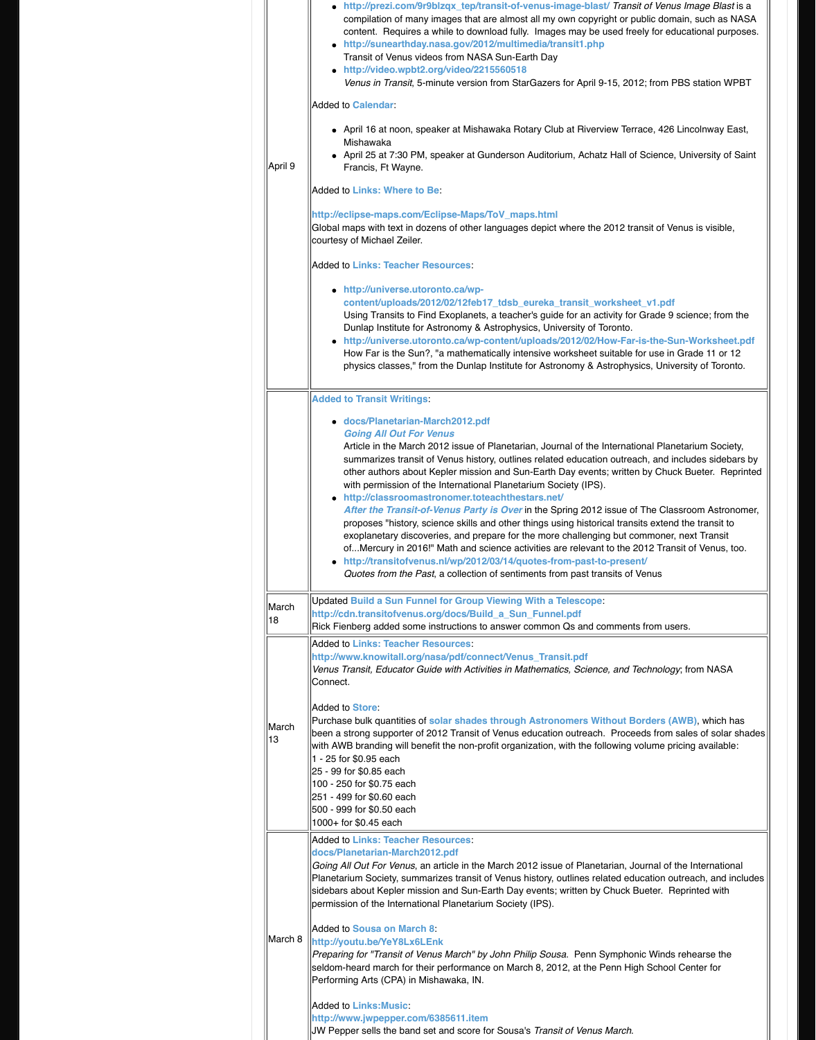| | |
|---|---|
| April 9 | - http://prezi.com/9r9blzqx_tep/transit-of-venus-image-blast/ *Transit of Venus Image Blast* is a compilation of many images that are almost all my own copyright or public domain, such as NASA content. Requires a while to download fully. Images may be used freely for educational purposes.<br>- http://sunearthday.nasa.gov/2012/multimedia/transit1.php Transit of Venus videos from NASA Sun-Earth Day<br>- http://video.wpbt2.org/video/2215560518 *Venus in Transit*, 5-minute version from StarGazers for April 9-15, 2012; from PBS station WPBT<br><br>Added to **Calendar**:<br><br>- April 16 at noon, speaker at Mishawaka Rotary Club at Riverview Terrace, 426 Lincolnway East, Mishawaka<br>- April 25 at 7:30 PM, speaker at Gunderson Auditorium, Achatz Hall of Science, University of Saint Francis, Ft Wayne.<br><br>Added to **Links: Where to Be**:<br><br>http://eclipse-maps.com/Eclipse-Maps/ToV_maps.html<br>Global maps with text in dozens of other languages depict where the 2012 transit of Venus is visible, courtesy of Michael Zeiler.<br><br>Added to **Links: Teacher Resources**:<br><br>- http://universe.utoronto.ca/wp-content/uploads/2012/02/12feb17_tdsb_eureka_transit_worksheet_v1.pdf Using Transits to Find Exoplanets, a teacher's guide for an activity for Grade 9 science; from the Dunlap Institute for Astronomy & Astrophysics, University of Toronto.<br>- http://universe.utoronto.ca/wp-content/uploads/2012/02/How-Far-is-the-Sun-Worksheet.pdf How Far is the Sun?, "a mathematically intensive worksheet suitable for use in Grade 11 or 12 physics classes," from the Dunlap Institute for Astronomy & Astrophysics, University of Toronto. |
| | **Added to Transit Writings**:<br><br>- docs/Planetarian-March2012.pdf<br>***Going All Out For Venus***<br>Article in the March 2012 issue of Planetarian, Journal of the International Planetarium Society, summarizes transit of Venus history, outlines related education outreach, and includes sidebars by other authors about Kepler mission and Sun-Earth Day events; written by Chuck Bueter. Reprinted with permission of the International Planetarium Society (IPS).<br>- http://classroomastronomer.toteachthestars.net/<br>***After the Transit-of-Venus Party is Over*** in the Spring 2012 issue of The Classroom Astronomer, proposes "history, science skills and other things using historical transits extend the transit to exoplanetary discoveries, and prepare for the more challenging but commoner, next Transit of...Mercury in 2016!" Math and science activities are relevant to the 2012 Transit of Venus, too.<br>- http://transitofvenus.nl/wp/2012/03/14/quotes-from-past-to-present/<br>*Quotes from the Past*, a collection of sentiments from past transits of Venus |
| March 18 | Updated **Build a Sun Funnel for Group Viewing With a Telescope**:<br>http://cdn.transitofvenus.org/docs/Build_a_Sun_Funnel.pdf<br>Rick Fienberg added some instructions to answer common Qs and comments from users. |
| March 13 | Added to **Links: Teacher Resources**:<br>http://www.knowitall.org/nasa/pdf/connect/Venus_Transit.pdf<br>*Venus Transit, Educator Guide with Activities in Mathematics, Science, and Technology*; from NASA Connect.<br><br>Added to **Store**:<br>Purchase bulk quantities of **solar shades through Astronomers Without Borders (AWB)**, which has been a strong supporter of 2012 Transit of Venus education outreach. Proceeds from sales of solar shades with AWB branding will benefit the non-profit organization, with the following volume pricing available:<br>1 - 25 for $0.95 each<br>25 - 99 for $0.85 each<br>100 - 250 for $0.75 each<br>251 - 499 for $0.60 each<br>500 - 999 for $0.50 each<br>1000+ for $0.45 each |
| March 8 | Added to **Links: Teacher Resources**:<br>docs/Planetarian-March2012.pdf<br>*Going All Out For Venus*, an article in the March 2012 issue of Planetarian, Journal of the International Planetarium Society, summarizes transit of Venus history, outlines related education outreach, and includes sidebars about Kepler mission and Sun-Earth Day events; written by Chuck Bueter. Reprinted with permission of the International Planetarium Society (IPS).<br><br>Added to **Sousa on March 8**:<br>http://youtu.be/YeY8Lx6LEnk<br>*Preparing for "Transit of Venus March" by John Philip Sousa*. Penn Symphonic Winds rehearse the seldom-heard march for their performance on March 8, 2012, at the Penn High School Center for Performing Arts (CPA) in Mishawaka, IN.<br><br>Added to **Links:Music**:<br>http://www.jwpepper.com/6385611.item<br>JW Pepper sells the band set and score for Sousa's *Transit of Venus March*. |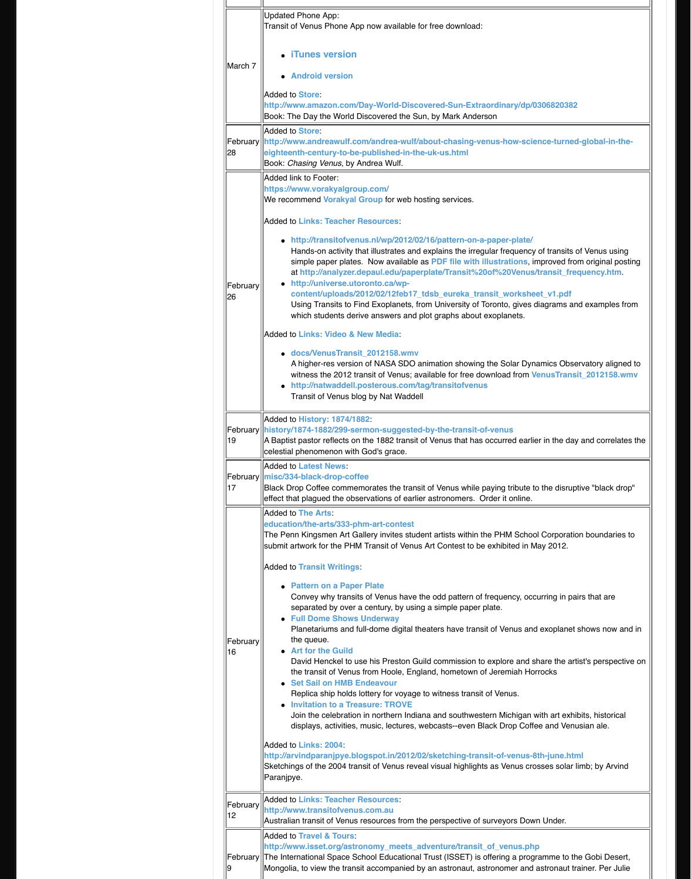| | |
|---|---|
| March 7 | Updated Phone App:<br>Transit of Venus Phone App now available for free download:<br><br>• **iTunes version**<br>• **Android version**<br><br>Added to **Store**:<br>**http://www.amazon.com/Day-World-Discovered-Sun-Extraordinary/dp/0306820382**<br>Book: The Day the World Discovered the Sun, by Mark Anderson |
| February 28 | Added to **Store**:<br>**http://www.andreawulf.com/andrea-wulf/about-chasing-venus-how-science-turned-global-in-the-eighteenth-century-to-be-published-in-the-uk-us.html**<br>Book: *Chasing Venus*, by Andrea Wulf. |
| February 26 | Added link to Footer:<br>**https://www.vorakyalgroup.com/**<br>We recommend **Vorakyal Group** for web hosting services.<br><br>Added to **Links: Teacher Resources**:<br><br>• **http://transitofvenus.nl/wp/2012/02/16/pattern-on-a-paper-plate/**<br>Hands-on activity that illustrates and explains the irregular frequency of transits of Venus using simple paper plates. Now available as **PDF file with illustrations**, improved from original posting at **http://analyzer.depaul.edu/paperplate/Transit%20of%20Venus/transit_frequency.htm**.<br>• **http://universe.utoronto.ca/wp-content/uploads/2012/02/12feb17_tdsb_eureka_transit_worksheet_v1.pdf**<br>Using Transits to Find Exoplanets, from University of Toronto, gives diagrams and examples from which students derive answers and plot graphs about exoplanets.<br><br>Added to **Links: Video & New Media**:<br><br>• **docs/VenusTransit_2012158.wmv**<br>A higher-res version of NASA SDO animation showing the Solar Dynamics Observatory aligned to witness the 2012 transit of Venus; available for free download from **VenusTransit_2012158.wmv**<br>• **http://natwaddell.posterous.com/tag/transitofvenus**<br>Transit of Venus blog by Nat Waddell |
| February 19 | Added to **History: 1874/1882**:<br>**history/1874-1882/299-sermon-suggested-by-the-transit-of-venus**<br>A Baptist pastor reflects on the 1882 transit of Venus that has occurred earlier in the day and correlates the celestial phenomenon with God's grace. |
| February 17 | Added to **Latest News**:<br>**misc/334-black-drop-coffee**<br>Black Drop Coffee commemorates the transit of Venus while paying tribute to the disruptive "black drop" effect that plagued the observations of earlier astronomers. Order it online. |
| February 16 | Added to **The Arts**:<br>**education/the-arts/333-phm-art-contest**<br>The Penn Kingsmen Art Gallery invites student artists within the PHM School Corporation boundaries to submit artwork for the PHM Transit of Venus Art Contest to be exhibited in May 2012.<br><br>Added to **Transit Writings**:<br><br>• **Pattern on a Paper Plate**<br>Convey why transits of Venus have the odd pattern of frequency, occurring in pairs that are separated by over a century, by using a simple paper plate.<br>• **Full Dome Shows Underway**<br>Planetariums and full-dome digital theaters have transit of Venus and exoplanet shows now and in the queue.<br>• **Art for the Guild**<br>David Henckel to use his Preston Guild commission to explore and share the artist's perspective on the transit of Venus from Hoole, England, hometown of Jeremiah Horrocks<br>• **Set Sail on HMB Endeavour**<br>Replica ship holds lottery for voyage to witness transit of Venus.<br>• **Invitation to a Treasure: TROVE**<br>Join the celebration in northern Indiana and southwestern Michigan with art exhibits, historical displays, activities, music, lectures, webcasts--even Black Drop Coffee and Venusian ale.<br><br>Added to **Links: 2004**:<br>**http://arvindparanjpye.blogspot.in/2012/02/sketching-transit-of-venus-8th-june.html**<br>Sketchings of the 2004 transit of Venus reveal visual highlights as Venus crosses solar limb; by Arvind Paranjpye. |
| February 12 | Added to **Links: Teacher Resources**:<br>**http://www.transitofvenus.com.au**<br>Australian transit of Venus resources from the perspective of surveyors Down Under. |
| February 9 | Added to **Travel & Tours**:<br>**http://www.isset.org/astronomy_meets_adventure/transit_of_venus.php**<br>The International Space School Educational Trust (ISSET) is offering a programme to the Gobi Desert, Mongolia, to view the transit accompanied by an astronaut, astronomer and astronaut trainer. Per Julie |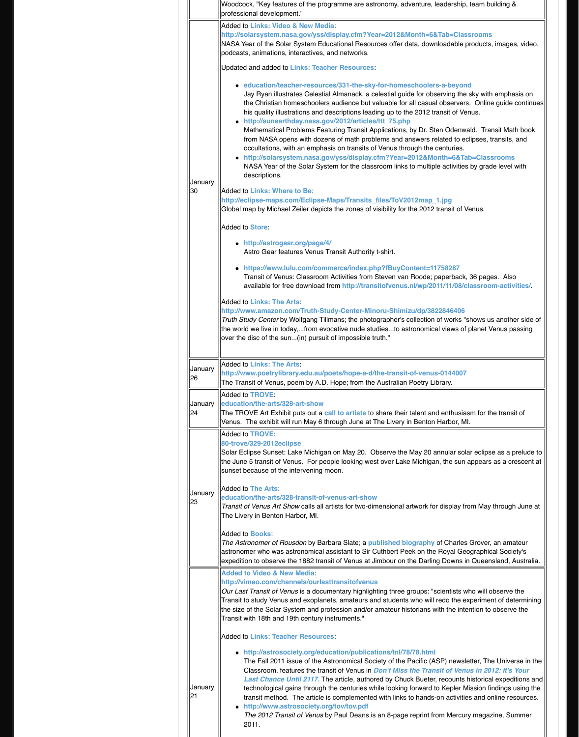| | |
|---|---|
| | Woodcock, "Key features of the programme are astronomy, adventure, leadership, team building & professional development." |
| January 30 | Added to **Links: Video & New Media**:<br>**http://solarsystem.nasa.gov/yss/display.cfm?Year=2012&Month=6&Tab=Classrooms**<br>NASA Year of the Solar System Educational Resources offer data, downloadable products, images, video, podcasts, animations, interactives, and networks.<br><br>Updated and added to **Links: Teacher Resources**:<br>• **education/teacher-resources/331-the-sky-for-homeschoolers-a-beyond**<br>Jay Ryan illustrates Celestial Almanack, a celestial guide for observing the sky with emphasis on the Christian homeschoolers audience but valuable for all casual observers. Online guide continues his quality illustrations and descriptions leading up to the 2012 transit of Venus.<br>• **http://sunearthday.nasa.gov/2012/articles/ttt_75.php**<br>Mathematical Problems Featuring Transit Applications, by Dr. Sten Odenwald. Transit Math book from NASA opens with dozens of math problems and answers related to eclipses, transits, and occultations, with an emphasis on transits of Venus through the centuries.<br>• **http://solarsystem.nasa.gov/yss/display.cfm?Year=2012&Month=6&Tab=Classrooms**<br>NASA Year of the Solar System for the classroom links to multiple activities by grade level with descriptions.<br><br>Added to **Links: Where to Be**:<br>**http://eclipse-maps.com/Eclipse-Maps/Transits_files/ToV2012map_1.jpg**<br>Global map by Michael Zeiler depicts the zones of visibility for the 2012 transit of Venus.<br><br>Added to **Store**:<br>• **http://astrogear.org/page/4/**<br>Astro Gear features Venus Transit Authority t-shirt.<br>• **https://www.lulu.com/commerce/index.php?fBuyContent=11758287**<br>Transit of Venus: Classroom Activities from Steven van Roode; paperback, 36 pages. Also available for free download from **http://transitofvenus.nl/wp/2011/11/08/classroom-activities/**.<br><br>Added to **Links: The Arts**:<br>**http://www.amazon.com/Truth-Study-Center-Minoru-Shimizu/dp/3822846406**<br>*Truth Study Center* by Wolfgang Tillmans; the photographer's collection of works "shows us another side of the world we live in today,...from evocative nude studies...to astronomical views of planet Venus passing over the disc of the sun...(in) pursuit of impossible truth." |
| January 26 | Added to **Links: The Arts**:<br>**http://www.poetrylibrary.edu.au/poets/hope-a-d/the-transit-of-venus-0144007**<br>The Transit of Venus, poem by A.D. Hope; from the Australian Poetry Library. |
| January 24 | Added to **TROVE**:<br>**education/the-arts/328-art-show**<br>The TROVE Art Exhibit puts out a **call to artists** to share their talent and enthusiasm for the transit of Venus. The exhibit will run May 6 through June at The Livery in Benton Harbor, MI. |
| January 23 | Added to **TROVE**:<br>**80-trove/329-2012eclipse**<br>Solar Eclipse Sunset: Lake Michigan on May 20. Observe the May 20 annular solar eclipse as a prelude to the June 5 transit of Venus. For people looking west over Lake Michigan, the sun appears as a crescent at sunset because of the intervening moon.<br><br>Added to **The Arts**:<br>**education/the-arts/328-transit-of-venus-art-show**<br>*Transit of Venus Art Show* calls all artists for two-dimensional artwork for display from May through June at The Livery in Benton Harbor, MI.<br><br>Added to **Books**:<br>*The Astronomer of Rousdon* by Barbara Slate; a **published biography** of Charles Grover, an amateur astronomer who was astronomical assistant to Sir Cuthbert Peek on the Royal Geographical Society's expedition to observe the 1882 transit of Venus at Jimbour on the Darling Downs in Queensland, Australia. |
| January 21 | **Added to Video & New Media**:<br>**http://vimeo.com/channels/ourlasttransitofvenus**<br>*Our Last Transit of Venus* is a documentary highlighting three groups: "scientists who will observe the Transit to study Venus and exoplanets, amateurs and students who will redo the experiment of determining the size of the Solar System and profession and/or amateur historians with the intention to observe the Transit with 18th and 19th century instruments."<br><br>Added to **Links: Teacher Resources**:<br>• **http://astrosociety.org/education/publications/tnl/78/78.html**<br>The Fall 2011 issue of the Astronomical Society of the Pacific (ASP) newsletter, The Universe in the Classroom, features the transit of Venus in ***Don't Miss the Transit of Venus in 2012: It's Your Last Chance Until 2117.*** The article, authored by Chuck Bueter, recounts historical expeditions and technological gains through the centuries while looking forward to Kepler Mission findings using the transit method. The article is complemented with links to hands-on activities and online resources.<br>• **http://www.astrosociety.org/tov/tov.pdf**<br>*The 2012 Transit of Venus* by Paul Deans is an 8-page reprint from Mercury magazine, Summer 2011. |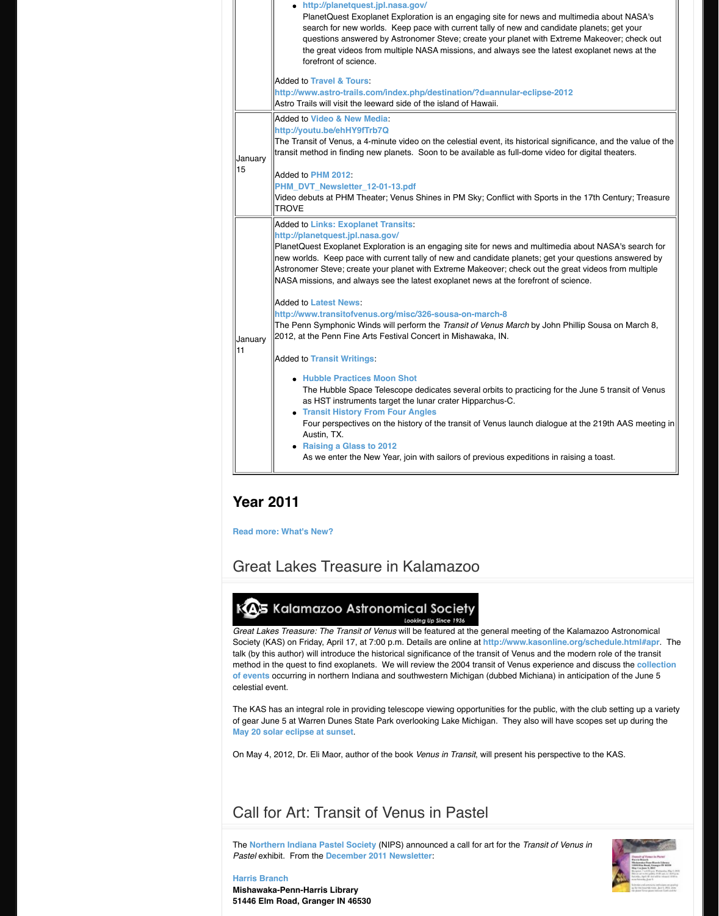| | |
|---|---|
| | - http://planetquest.jpl.nasa.gov/ PlanetQuest Exoplanet Exploration is an engaging site for news and multimedia about NASA's search for new worlds. Keep pace with current tally of new and candidate planets; get your questions answered by Astronomer Steve; create your planet with Extreme Makeover; check out the great videos from multiple NASA missions, and always see the latest exoplanet news at the forefront of science.<br><br>Added to **Travel & Tours**:<br>**http://www.astro-trails.com/index.php/destination/?d=annular-eclipse-2012**<br>Astro Trails will visit the leeward side of the island of Hawaii. |
| January 15 | Added to **Video & New Media**:<br>**http://youtu.be/ehHY9fTrb7Q**<br>The Transit of Venus, a 4-minute video on the celestial event, its historical significance, and the value of the transit method in finding new planets. Soon to be available as full-dome video for digital theaters.<br><br>Added to **PHM 2012**:<br>**PHM_DVT_Newsletter_12-01-13.pdf**<br>Video debuts at PHM Theater; Venus Shines in PM Sky; Conflict with Sports in the 17th Century; Treasure TROVE |
| January 11 | Added to **Links: Exoplanet Transits**:<br>**http://planetquest.jpl.nasa.gov/**<br>PlanetQuest Exoplanet Exploration is an engaging site for news and multimedia about NASA's search for new worlds. Keep pace with current tally of new and candidate planets; get your questions answered by Astronomer Steve; create your planet with Extreme Makeover; check out the great videos from multiple NASA missions, and always see the latest exoplanet news at the forefront of science.<br><br>Added to **Latest News**:<br>**http://www.transitofvenus.org/misc/326-sousa-on-march-8**<br>The Penn Symphonic Winds will perform the *Transit of Venus March* by John Phillip Sousa on March 8, 2012, at the Penn Fine Arts Festival Concert in Mishawaka, IN.<br><br>Added to **Transit Writings**:<br>- **Hubble Practices Moon Shot** The Hubble Space Telescope dedicates several orbits to practicing for the June 5 transit of Venus as HST instruments target the lunar crater Hipparchus-C.<br>- **Transit History From Four Angles** Four perspectives on the history of the transit of Venus launch dialogue at the 219th AAS meeting in Austin, TX.<br>- **Raising a Glass to 2012** As we enter the New Year, join with sailors of previous expeditions in raising a toast. |

## Year 2011

**Read more: What's New?**

## Great Lakes Treasure in Kalamazoo

Kalamazoo Astronomical Society
Looking Up Since 1936

*Great Lakes Treasure: The Transit of Venus* will be featured at the general meeting of the Kalamazoo Astronomical Society (KAS) on Friday, April 17, at 7:00 p.m. Details are online at **http://www.kasonline.org/schedule.html#apr**. The talk (by this author) will introduce the historical significance of the transit of Venus and the modern role of the transit method in the quest to find exoplanets. We will review the 2004 transit of Venus experience and discuss the **collection of events** occurring in northern Indiana and southwestern Michigan (dubbed Michiana) in anticipation of the June 5 celestial event.

The KAS has an integral role in providing telescope viewing opportunities for the public, with the club setting up a variety of gear June 5 at Warren Dunes State Park overlooking Lake Michigan. They also will have scopes set up during the **May 20 solar eclipse at sunset**.

On May 4, 2012, Dr. Eli Maor, author of the book *Venus in Transit*, will present his perspective to the KAS.

## Call for Art: Transit of Venus in Pastel

The **Northern Indiana Pastel Society** (NIPS) announced a call for art for the *Transit of Venus in Pastel* exhibit. From the **December 2011 Newsletter**:

**Harris Branch**
**Mishawaka-Penn-Harris Library**
**51446 Elm Road, Granger IN 46530**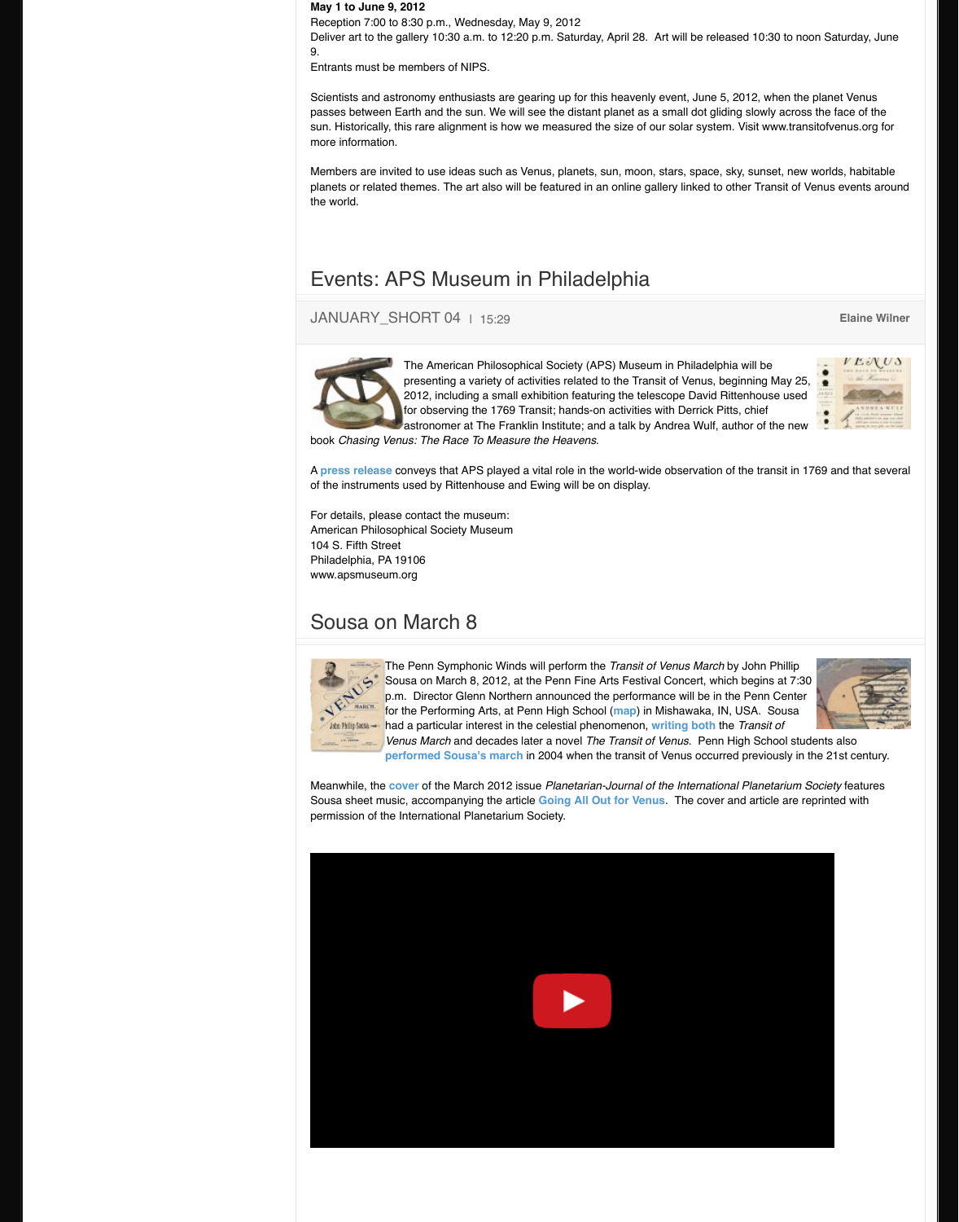**May 1 to June 9, 2012**
Reception 7:00 to 8:30 p.m., Wednesday, May 9, 2012
Deliver art to the gallery 10:30 a.m. to 12:20 p.m. Saturday, April 28. Art will be released 10:30 to noon Saturday, June 9.
Entrants must be members of NIPS.

Scientists and astronomy enthusiasts are gearing up for this heavenly event, June 5, 2012, when the planet Venus passes between Earth and the sun. We will see the distant planet as a small dot gliding slowly across the face of the sun. Historically, this rare alignment is how we measured the size of our solar system. Visit www.transitofvenus.org for more information.

Members are invited to use ideas such as Venus, planets, sun, moon, stars, space, sky, sunset, new worlds, habitable planets or related themes. The art also will be featured in an online gallery linked to other Transit of Venus events around the world.

## Events: APS Museum in Philadelphia

JANUARY_SHORT 04 | 15:29 — Elaine Wilner

The American Philosophical Society (APS) Museum in Philadelphia will be presenting a variety of activities related to the Transit of Venus, beginning May 25, 2012, including a small exhibition featuring the telescope David Rittenhouse used for observing the 1769 Transit; hands-on activities with Derrick Pitts, chief astronomer at The Franklin Institute; and a talk by Andrea Wulf, author of the new book *Chasing Venus: The Race To Measure the Heavens*.

A **press release** conveys that APS played a vital role in the world-wide observation of the transit in 1769 and that several of the instruments used by Rittenhouse and Ewing will be on display.

For details, please contact the museum:
American Philosophical Society Museum
104 S. Fifth Street
Philadelphia, PA 19106
www.apsmuseum.org

## Sousa on March 8

The Penn Symphonic Winds will perform the *Transit of Venus March* by John Phillip Sousa on March 8, 2012, at the Penn Fine Arts Festival Concert, which begins at 7:30 p.m. Director Glenn Northern announced the performance will be in the Penn Center for the Performing Arts, at Penn High School (**map**) in Mishawaka, IN, USA. Sousa had a particular interest in the celestial phenomenon, **writing both** the *Transit of Venus March* and decades later a novel *The Transit of Venus*. Penn High School students also **performed Sousa's march** in 2004 when the transit of Venus occurred previously in the 21st century.

Meanwhile, the **cover** of the March 2012 issue *Planetarian-Journal of the International Planetarium Society* features Sousa sheet music, accompanying the article **Going All Out for Venus**. The cover and article are reprinted with permission of the International Planetarium Society.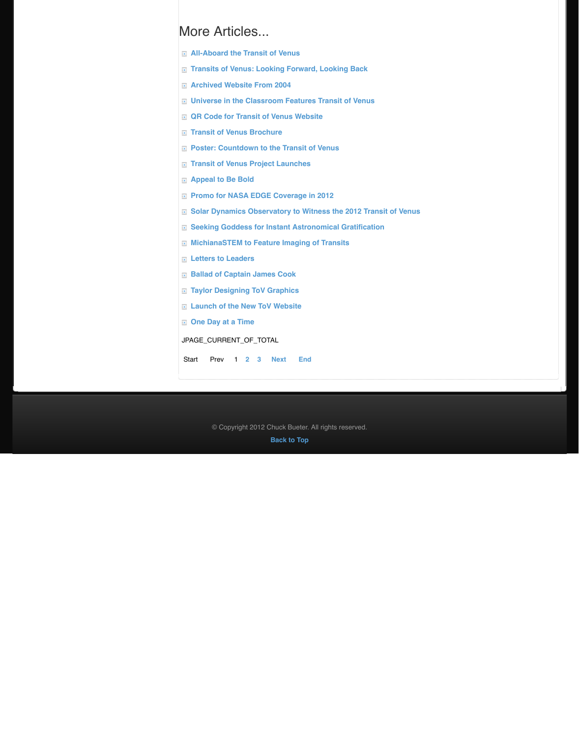## More Articles...

- All-Aboard the Transit of Venus
- Transits of Venus: Looking Forward, Looking Back
- Archived Website From 2004
- Universe in the Classroom Features Transit of Venus
- QR Code for Transit of Venus Website
- Transit of Venus Brochure
- Poster: Countdown to the Transit of Venus
- Transit of Venus Project Launches
- Appeal to Be Bold
- Promo for NASA EDGE Coverage in 2012
- Solar Dynamics Observatory to Witness the 2012 Transit of Venus
- Seeking Goddess for Instant Astronomical Gratification
- MichianaSTEM to Feature Imaging of Transits
- Letters to Leaders
- Ballad of Captain James Cook
- Taylor Designing ToV Graphics
- Launch of the New ToV Website
- One Day at a Time

JPAGE_CURRENT_OF_TOTAL

Start Prev 1 2 3 Next End

© Copyright 2012 Chuck Bueter. All rights reserved.

Back to Top